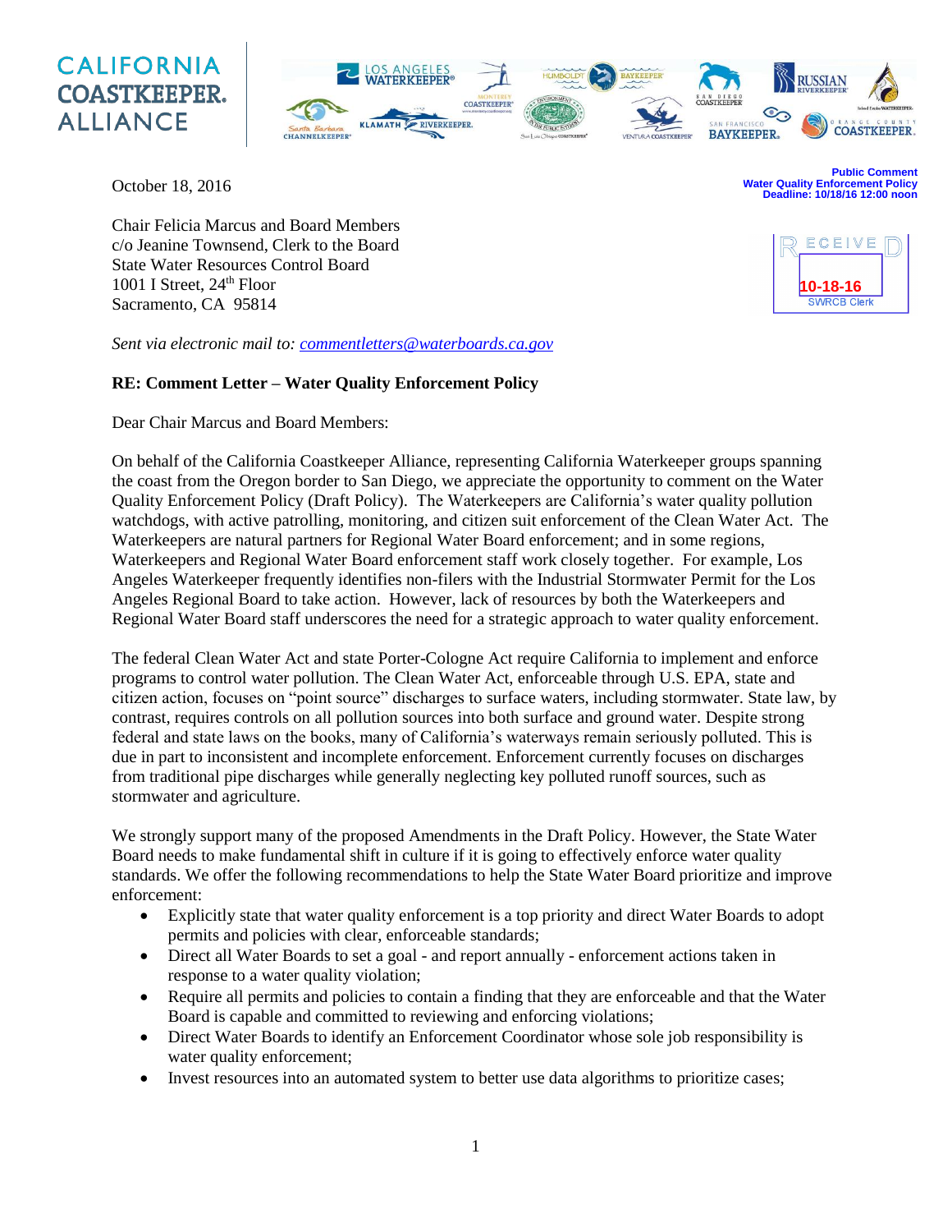CALIFORNIA COASTKEEPER ALLIANCE

October 18, 2016

**Public Comment**
**Water Quality Enforcement Policy**
**Deadline: 10/18/16 12:00 noon**

RECEIVED
10-18-16
SWRCB Clerk

Chair Felicia Marcus and Board Members
c/o Jeanine Townsend, Clerk to the Board
State Water Resources Control Board
1001 I Street, 24th Floor
Sacramento, CA 95814

*Sent via electronic mail to: commentletters@waterboards.ca.gov*

**RE: Comment Letter – Water Quality Enforcement Policy**

Dear Chair Marcus and Board Members:

On behalf of the California Coastkeeper Alliance, representing California Waterkeeper groups spanning the coast from the Oregon border to San Diego, we appreciate the opportunity to comment on the Water Quality Enforcement Policy (Draft Policy). The Waterkeepers are California's water quality pollution watchdogs, with active patrolling, monitoring, and citizen suit enforcement of the Clean Water Act. The Waterkeepers are natural partners for Regional Water Board enforcement; and in some regions, Waterkeepers and Regional Water Board enforcement staff work closely together. For example, Los Angeles Waterkeeper frequently identifies non-filers with the Industrial Stormwater Permit for the Los Angeles Regional Board to take action. However, lack of resources by both the Waterkeepers and Regional Water Board staff underscores the need for a strategic approach to water quality enforcement.

The federal Clean Water Act and state Porter-Cologne Act require California to implement and enforce programs to control water pollution. The Clean Water Act, enforceable through U.S. EPA, state and citizen action, focuses on "point source" discharges to surface waters, including stormwater. State law, by contrast, requires controls on all pollution sources into both surface and ground water. Despite strong federal and state laws on the books, many of California's waterways remain seriously polluted. This is due in part to inconsistent and incomplete enforcement. Enforcement currently focuses on discharges from traditional pipe discharges while generally neglecting key polluted runoff sources, such as stormwater and agriculture.

We strongly support many of the proposed Amendments in the Draft Policy. However, the State Water Board needs to make fundamental shift in culture if it is going to effectively enforce water quality standards. We offer the following recommendations to help the State Water Board prioritize and improve enforcement:

- Explicitly state that water quality enforcement is a top priority and direct Water Boards to adopt permits and policies with clear, enforceable standards;
- Direct all Water Boards to set a goal - and report annually - enforcement actions taken in response to a water quality violation;
- Require all permits and policies to contain a finding that they are enforceable and that the Water Board is capable and committed to reviewing and enforcing violations;
- Direct Water Boards to identify an Enforcement Coordinator whose sole job responsibility is water quality enforcement;
- Invest resources into an automated system to better use data algorithms to prioritize cases;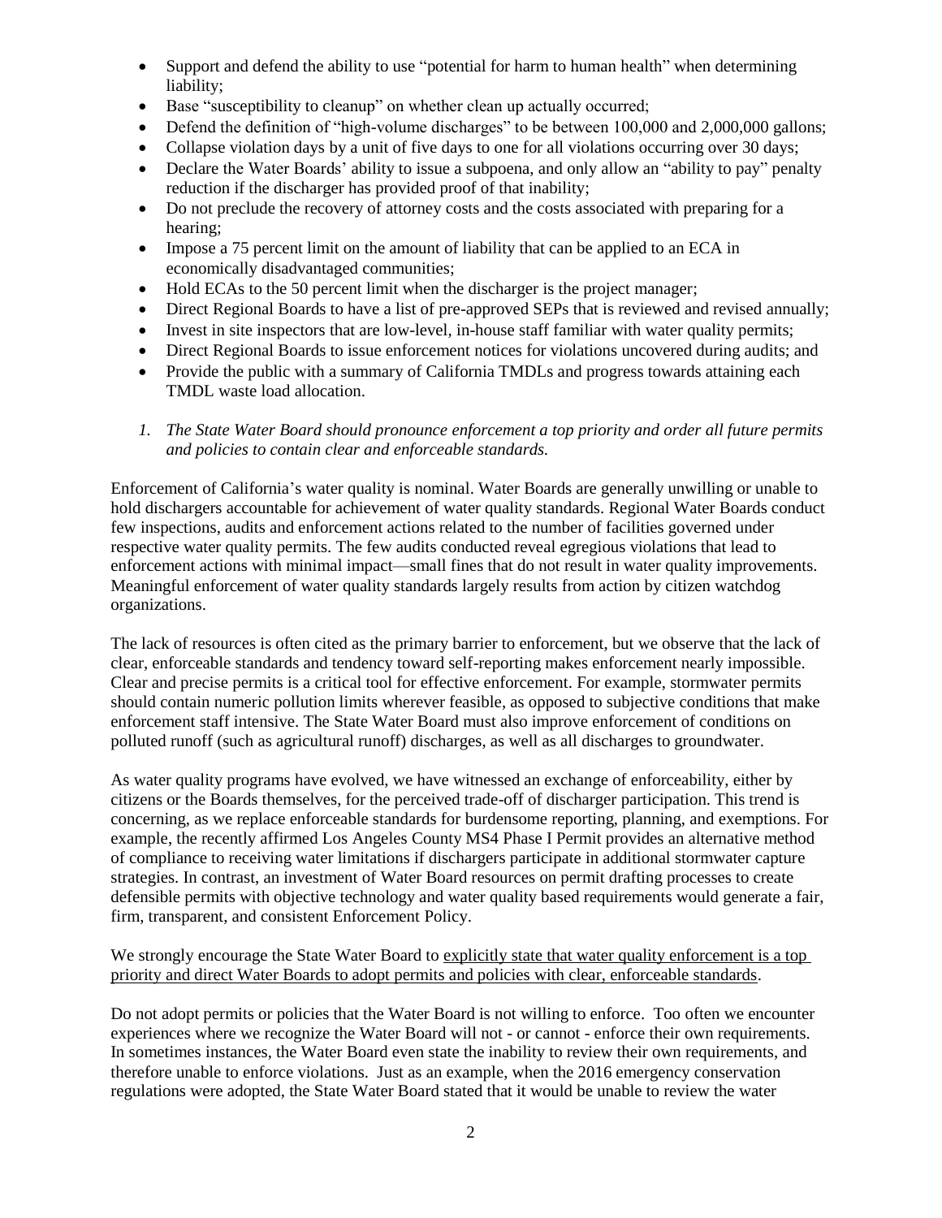- Support and defend the ability to use "potential for harm to human health" when determining liability;
- Base "susceptibility to cleanup" on whether clean up actually occurred;
- Defend the definition of "high-volume discharges" to be between 100,000 and 2,000,000 gallons;
- Collapse violation days by a unit of five days to one for all violations occurring over 30 days;
- Declare the Water Boards' ability to issue a subpoena, and only allow an "ability to pay" penalty reduction if the discharger has provided proof of that inability;
- Do not preclude the recovery of attorney costs and the costs associated with preparing for a hearing;
- Impose a 75 percent limit on the amount of liability that can be applied to an ECA in economically disadvantaged communities;
- Hold ECAs to the 50 percent limit when the discharger is the project manager;
- Direct Regional Boards to have a list of pre-approved SEPs that is reviewed and revised annually;
- Invest in site inspectors that are low-level, in-house staff familiar with water quality permits;
- Direct Regional Boards to issue enforcement notices for violations uncovered during audits; and
- Provide the public with a summary of California TMDLs and progress towards attaining each TMDL waste load allocation.

*1. The State Water Board should pronounce enforcement a top priority and order all future permits and policies to contain clear and enforceable standards.*

Enforcement of California's water quality is nominal. Water Boards are generally unwilling or unable to hold dischargers accountable for achievement of water quality standards. Regional Water Boards conduct few inspections, audits and enforcement actions related to the number of facilities governed under respective water quality permits. The few audits conducted reveal egregious violations that lead to enforcement actions with minimal impact—small fines that do not result in water quality improvements. Meaningful enforcement of water quality standards largely results from action by citizen watchdog organizations.

The lack of resources is often cited as the primary barrier to enforcement, but we observe that the lack of clear, enforceable standards and tendency toward self-reporting makes enforcement nearly impossible. Clear and precise permits is a critical tool for effective enforcement. For example, stormwater permits should contain numeric pollution limits wherever feasible, as opposed to subjective conditions that make enforcement staff intensive. The State Water Board must also improve enforcement of conditions on polluted runoff (such as agricultural runoff) discharges, as well as all discharges to groundwater.

As water quality programs have evolved, we have witnessed an exchange of enforceability, either by citizens or the Boards themselves, for the perceived trade-off of discharger participation. This trend is concerning, as we replace enforceable standards for burdensome reporting, planning, and exemptions. For example, the recently affirmed Los Angeles County MS4 Phase I Permit provides an alternative method of compliance to receiving water limitations if dischargers participate in additional stormwater capture strategies. In contrast, an investment of Water Board resources on permit drafting processes to create defensible permits with objective technology and water quality based requirements would generate a fair, firm, transparent, and consistent Enforcement Policy.

We strongly encourage the State Water Board to explicitly state that water quality enforcement is a top priority and direct Water Boards to adopt permits and policies with clear, enforceable standards.

Do not adopt permits or policies that the Water Board is not willing to enforce. Too often we encounter experiences where we recognize the Water Board will not - or cannot - enforce their own requirements. In sometimes instances, the Water Board even state the inability to review their own requirements, and therefore unable to enforce violations. Just as an example, when the 2016 emergency conservation regulations were adopted, the State Water Board stated that it would be unable to review the water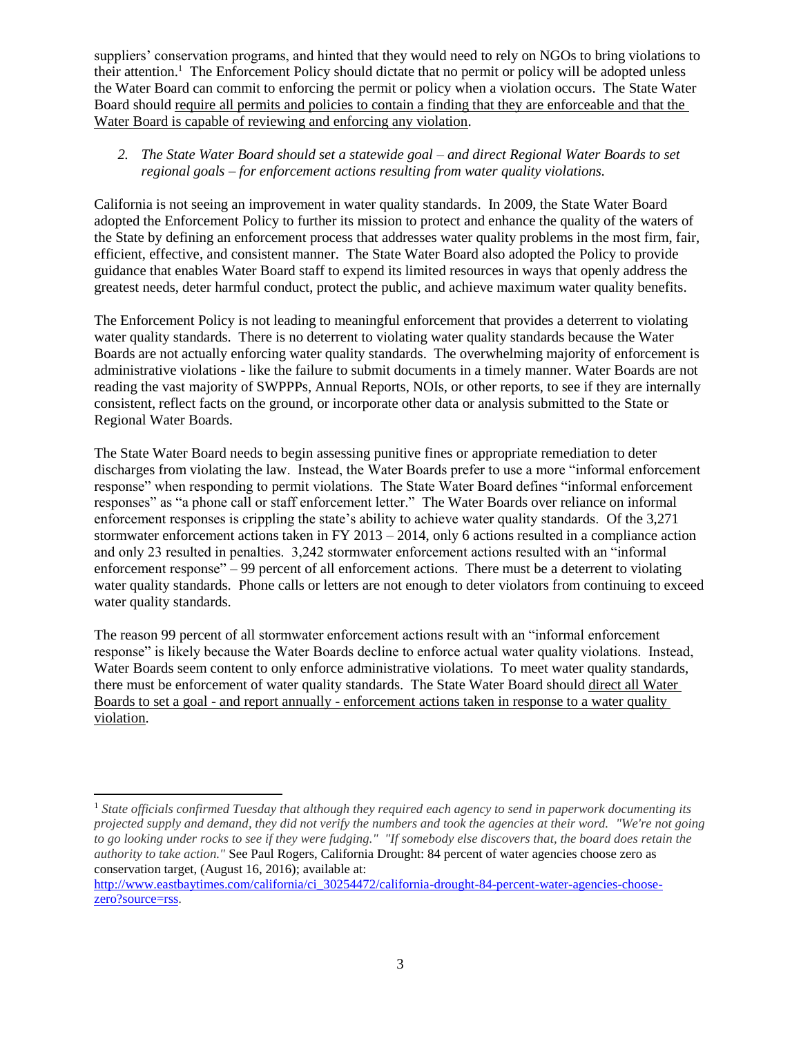suppliers' conservation programs, and hinted that they would need to rely on NGOs to bring violations to their attention.[1] The Enforcement Policy should dictate that no permit or policy will be adopted unless the Water Board can commit to enforcing the permit or policy when a violation occurs. The State Water Board should <u>require all permits and policies to contain a finding that they are enforceable and that the Water Board is capable of reviewing and enforcing any violation</u>.

2. *The State Water Board should set a statewide goal – and direct Regional Water Boards to set regional goals – for enforcement actions resulting from water quality violations.*

California is not seeing an improvement in water quality standards. In 2009, the State Water Board adopted the Enforcement Policy to further its mission to protect and enhance the quality of the waters of the State by defining an enforcement process that addresses water quality problems in the most firm, fair, efficient, effective, and consistent manner. The State Water Board also adopted the Policy to provide guidance that enables Water Board staff to expend its limited resources in ways that openly address the greatest needs, deter harmful conduct, protect the public, and achieve maximum water quality benefits.

The Enforcement Policy is not leading to meaningful enforcement that provides a deterrent to violating water quality standards. There is no deterrent to violating water quality standards because the Water Boards are not actually enforcing water quality standards. The overwhelming majority of enforcement is administrative violations - like the failure to submit documents in a timely manner. Water Boards are not reading the vast majority of SWPPPs, Annual Reports, NOIs, or other reports, to see if they are internally consistent, reflect facts on the ground, or incorporate other data or analysis submitted to the State or Regional Water Boards.

The State Water Board needs to begin assessing punitive fines or appropriate remediation to deter discharges from violating the law. Instead, the Water Boards prefer to use a more "informal enforcement response" when responding to permit violations. The State Water Board defines "informal enforcement responses" as "a phone call or staff enforcement letter." The Water Boards over reliance on informal enforcement responses is crippling the state's ability to achieve water quality standards. Of the 3,271 stormwater enforcement actions taken in FY 2013 – 2014, only 6 actions resulted in a compliance action and only 23 resulted in penalties. 3,242 stormwater enforcement actions resulted with an "informal enforcement response" – 99 percent of all enforcement actions. There must be a deterrent to violating water quality standards. Phone calls or letters are not enough to deter violators from continuing to exceed water quality standards.

The reason 99 percent of all stormwater enforcement actions result with an "informal enforcement response" is likely because the Water Boards decline to enforce actual water quality violations. Instead, Water Boards seem content to only enforce administrative violations. To meet water quality standards, there must be enforcement of water quality standards. The State Water Board should <u>direct all Water Boards to set a goal - and report annually - enforcement actions taken in response to a water quality violation</u>.

---

[1] *State officials confirmed Tuesday that although they required each agency to send in paperwork documenting its projected supply and demand, they did not verify the numbers and took the agencies at their word. "We're not going to go looking under rocks to see if they were fudging." "If somebody else discovers that, the board does retain the authority to take action."* See Paul Rogers, California Drought: 84 percent of water agencies choose zero as conservation target, (August 16, 2016); available at: http://www.eastbaytimes.com/california/ci_30254472/california-drought-84-percent-water-agencies-choose-zero?source=rss.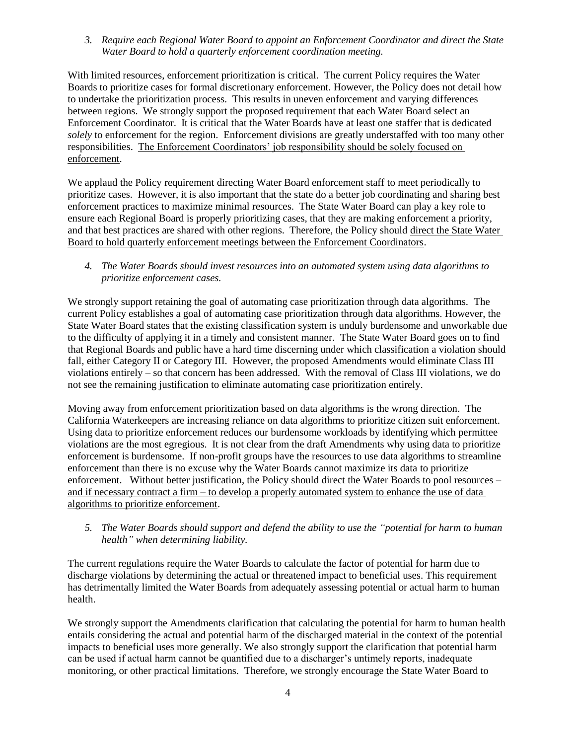*3. Require each Regional Water Board to appoint an Enforcement Coordinator and direct the State Water Board to hold a quarterly enforcement coordination meeting.*

With limited resources, enforcement prioritization is critical. The current Policy requires the Water Boards to prioritize cases for formal discretionary enforcement. However, the Policy does not detail how to undertake the prioritization process. This results in uneven enforcement and varying differences between regions. We strongly support the proposed requirement that each Water Board select an Enforcement Coordinator. It is critical that the Water Boards have at least one staffer that is dedicated *solely* to enforcement for the region. Enforcement divisions are greatly understaffed with too many other responsibilities. <u>The Enforcement Coordinators' job responsibility should be solely focused on enforcement</u>.

We applaud the Policy requirement directing Water Board enforcement staff to meet periodically to prioritize cases. However, it is also important that the state do a better job coordinating and sharing best enforcement practices to maximize minimal resources. The State Water Board can play a key role to ensure each Regional Board is properly prioritizing cases, that they are making enforcement a priority, and that best practices are shared with other regions. Therefore, the Policy should <u>direct the State Water Board to hold quarterly enforcement meetings between the Enforcement Coordinators</u>.

*4. The Water Boards should invest resources into an automated system using data algorithms to prioritize enforcement cases.*

We strongly support retaining the goal of automating case prioritization through data algorithms. The current Policy establishes a goal of automating case prioritization through data algorithms. However, the State Water Board states that the existing classification system is unduly burdensome and unworkable due to the difficulty of applying it in a timely and consistent manner. The State Water Board goes on to find that Regional Boards and public have a hard time discerning under which classification a violation should fall, either Category II or Category III. However, the proposed Amendments would eliminate Class III violations entirely – so that concern has been addressed. With the removal of Class III violations, we do not see the remaining justification to eliminate automating case prioritization entirely.

Moving away from enforcement prioritization based on data algorithms is the wrong direction. The California Waterkeepers are increasing reliance on data algorithms to prioritize citizen suit enforcement. Using data to prioritize enforcement reduces our burdensome workloads by identifying which permittee violations are the most egregious. It is not clear from the draft Amendments why using data to prioritize enforcement is burdensome. If non-profit groups have the resources to use data algorithms to streamline enforcement than there is no excuse why the Water Boards cannot maximize its data to prioritize enforcement. Without better justification, the Policy should <u>direct the Water Boards to pool resources – and if necessary contract a firm – to develop a properly automated system to enhance the use of data algorithms to prioritize enforcement</u>.

*5. The Water Boards should support and defend the ability to use the "potential for harm to human health" when determining liability.*

The current regulations require the Water Boards to calculate the factor of potential for harm due to discharge violations by determining the actual or threatened impact to beneficial uses. This requirement has detrimentally limited the Water Boards from adequately assessing potential or actual harm to human health.

We strongly support the Amendments clarification that calculating the potential for harm to human health entails considering the actual and potential harm of the discharged material in the context of the potential impacts to beneficial uses more generally. We also strongly support the clarification that potential harm can be used if actual harm cannot be quantified due to a discharger's untimely reports, inadequate monitoring, or other practical limitations. Therefore, we strongly encourage the State Water Board to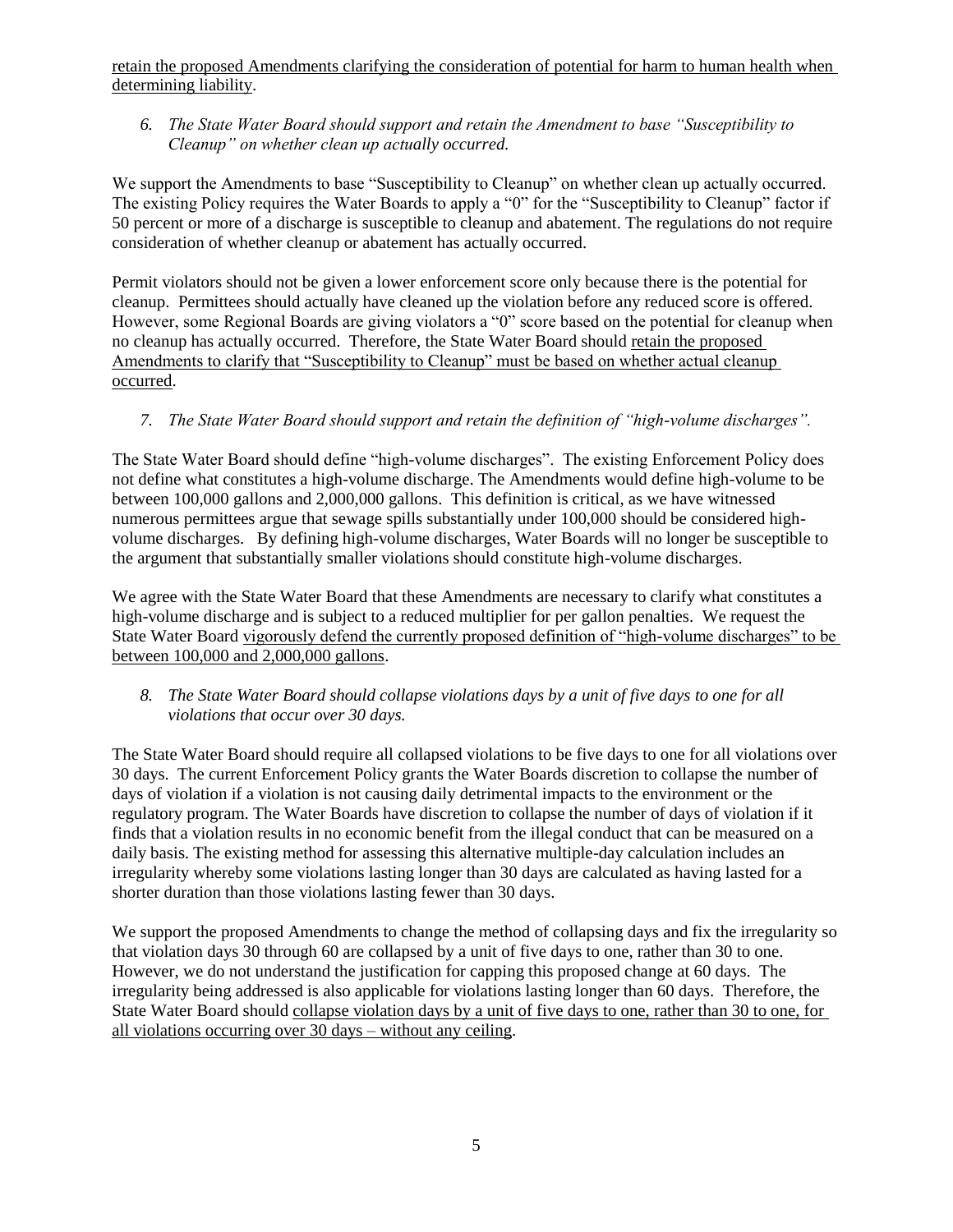retain the proposed Amendments clarifying the consideration of potential for harm to human health when determining liability.

6. *The State Water Board should support and retain the Amendment to base "Susceptibility to Cleanup" on whether clean up actually occurred.*

We support the Amendments to base "Susceptibility to Cleanup" on whether clean up actually occurred. The existing Policy requires the Water Boards to apply a "0" for the "Susceptibility to Cleanup" factor if 50 percent or more of a discharge is susceptible to cleanup and abatement. The regulations do not require consideration of whether cleanup or abatement has actually occurred.

Permit violators should not be given a lower enforcement score only because there is the potential for cleanup. Permittees should actually have cleaned up the violation before any reduced score is offered. However, some Regional Boards are giving violators a "0" score based on the potential for cleanup when no cleanup has actually occurred. Therefore, the State Water Board should retain the proposed Amendments to clarify that "Susceptibility to Cleanup" must be based on whether actual cleanup occurred.

7. *The State Water Board should support and retain the definition of "high-volume discharges".*

The State Water Board should define "high-volume discharges". The existing Enforcement Policy does not define what constitutes a high-volume discharge. The Amendments would define high-volume to be between 100,000 gallons and 2,000,000 gallons. This definition is critical, as we have witnessed numerous permittees argue that sewage spills substantially under 100,000 should be considered high-volume discharges. By defining high-volume discharges, Water Boards will no longer be susceptible to the argument that substantially smaller violations should constitute high-volume discharges.

We agree with the State Water Board that these Amendments are necessary to clarify what constitutes a high-volume discharge and is subject to a reduced multiplier for per gallon penalties. We request the State Water Board vigorously defend the currently proposed definition of "high-volume discharges" to be between 100,000 and 2,000,000 gallons.

8. *The State Water Board should collapse violations days by a unit of five days to one for all violations that occur over 30 days.*

The State Water Board should require all collapsed violations to be five days to one for all violations over 30 days. The current Enforcement Policy grants the Water Boards discretion to collapse the number of days of violation if a violation is not causing daily detrimental impacts to the environment or the regulatory program. The Water Boards have discretion to collapse the number of days of violation if it finds that a violation results in no economic benefit from the illegal conduct that can be measured on a daily basis. The existing method for assessing this alternative multiple-day calculation includes an irregularity whereby some violations lasting longer than 30 days are calculated as having lasted for a shorter duration than those violations lasting fewer than 30 days.

We support the proposed Amendments to change the method of collapsing days and fix the irregularity so that violation days 30 through 60 are collapsed by a unit of five days to one, rather than 30 to one. However, we do not understand the justification for capping this proposed change at 60 days. The irregularity being addressed is also applicable for violations lasting longer than 60 days. Therefore, the State Water Board should collapse violation days by a unit of five days to one, rather than 30 to one, for all violations occurring over 30 days – without any ceiling.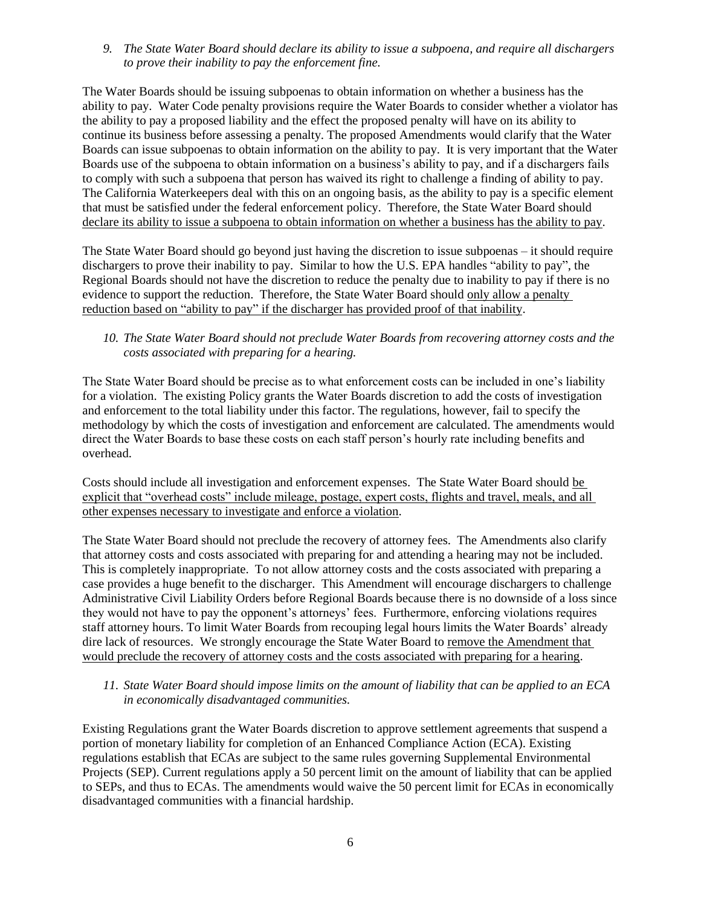*9. The State Water Board should declare its ability to issue a subpoena, and require all dischargers to prove their inability to pay the enforcement fine.*

The Water Boards should be issuing subpoenas to obtain information on whether a business has the ability to pay. Water Code penalty provisions require the Water Boards to consider whether a violator has the ability to pay a proposed liability and the effect the proposed penalty will have on its ability to continue its business before assessing a penalty. The proposed Amendments would clarify that the Water Boards can issue subpoenas to obtain information on the ability to pay. It is very important that the Water Boards use of the subpoena to obtain information on a business's ability to pay, and if a dischargers fails to comply with such a subpoena that person has waived its right to challenge a finding of ability to pay. The California Waterkeepers deal with this on an ongoing basis, as the ability to pay is a specific element that must be satisfied under the federal enforcement policy. Therefore, the State Water Board should <u>declare its ability to issue a subpoena to obtain information on whether a business has the ability to pay</u>.

The State Water Board should go beyond just having the discretion to issue subpoenas – it should require dischargers to prove their inability to pay. Similar to how the U.S. EPA handles "ability to pay", the Regional Boards should not have the discretion to reduce the penalty due to inability to pay if there is no evidence to support the reduction. Therefore, the State Water Board should <u>only allow a penalty reduction based on "ability to pay" if the discharger has provided proof of that inability</u>.

*10. The State Water Board should not preclude Water Boards from recovering attorney costs and the costs associated with preparing for a hearing.*

The State Water Board should be precise as to what enforcement costs can be included in one's liability for a violation. The existing Policy grants the Water Boards discretion to add the costs of investigation and enforcement to the total liability under this factor. The regulations, however, fail to specify the methodology by which the costs of investigation and enforcement are calculated. The amendments would direct the Water Boards to base these costs on each staff person's hourly rate including benefits and overhead.

Costs should include all investigation and enforcement expenses. The State Water Board should <u>be explicit that "overhead costs" include mileage, postage, expert costs, flights and travel, meals, and all other expenses necessary to investigate and enforce a violation</u>.

The State Water Board should not preclude the recovery of attorney fees. The Amendments also clarify that attorney costs and costs associated with preparing for and attending a hearing may not be included. This is completely inappropriate. To not allow attorney costs and the costs associated with preparing a case provides a huge benefit to the discharger. This Amendment will encourage dischargers to challenge Administrative Civil Liability Orders before Regional Boards because there is no downside of a loss since they would not have to pay the opponent's attorneys' fees. Furthermore, enforcing violations requires staff attorney hours. To limit Water Boards from recouping legal hours limits the Water Boards' already dire lack of resources. We strongly encourage the State Water Board to <u>remove the Amendment that would preclude the recovery of attorney costs and the costs associated with preparing for a hearing</u>.

*11. State Water Board should impose limits on the amount of liability that can be applied to an ECA in economically disadvantaged communities.*

Existing Regulations grant the Water Boards discretion to approve settlement agreements that suspend a portion of monetary liability for completion of an Enhanced Compliance Action (ECA). Existing regulations establish that ECAs are subject to the same rules governing Supplemental Environmental Projects (SEP). Current regulations apply a 50 percent limit on the amount of liability that can be applied to SEPs, and thus to ECAs. The amendments would waive the 50 percent limit for ECAs in economically disadvantaged communities with a financial hardship.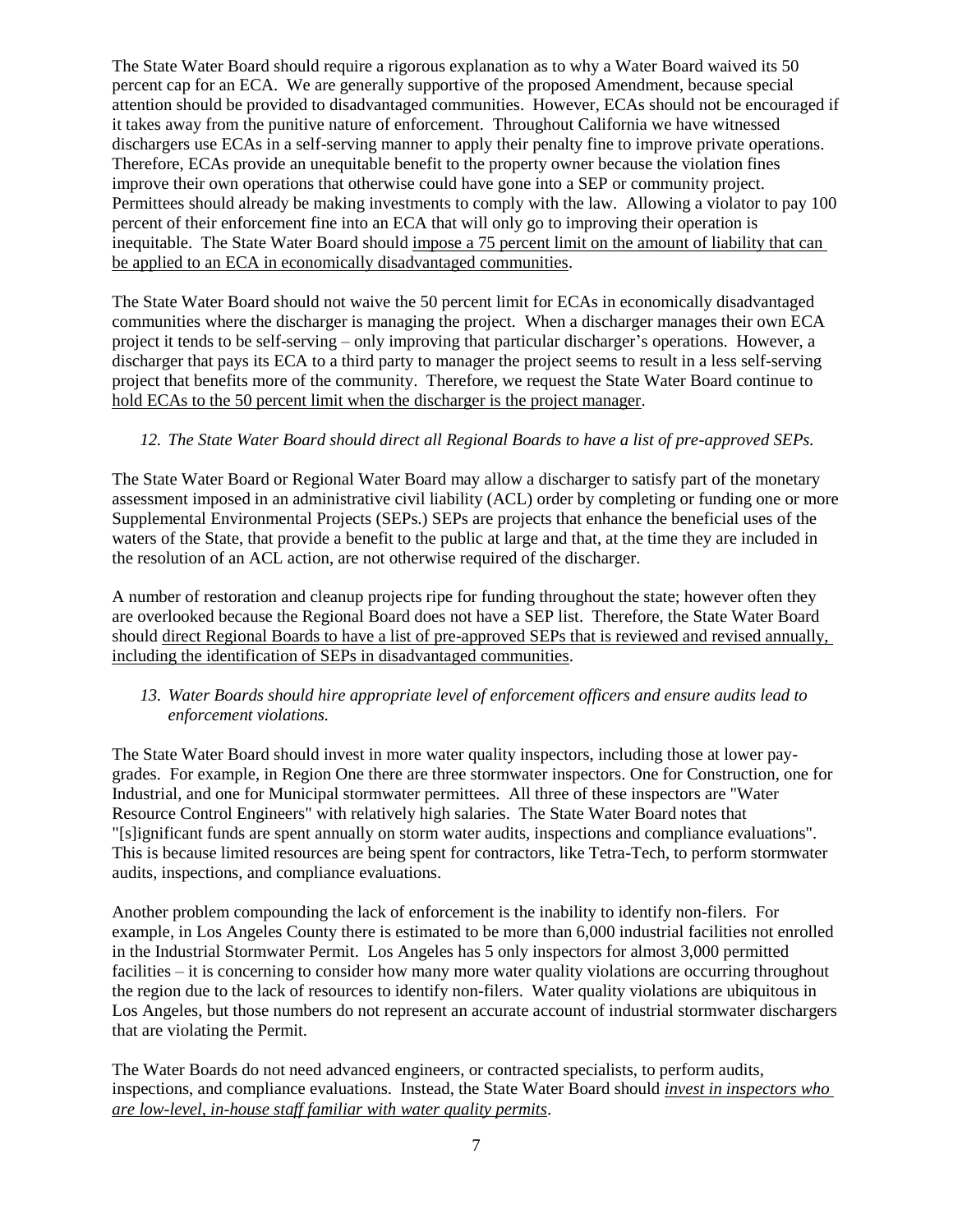The State Water Board should require a rigorous explanation as to why a Water Board waived its 50 percent cap for an ECA. We are generally supportive of the proposed Amendment, because special attention should be provided to disadvantaged communities. However, ECAs should not be encouraged if it takes away from the punitive nature of enforcement. Throughout California we have witnessed dischargers use ECAs in a self-serving manner to apply their penalty fine to improve private operations. Therefore, ECAs provide an unequitable benefit to the property owner because the violation fines improve their own operations that otherwise could have gone into a SEP or community project. Permittees should already be making investments to comply with the law. Allowing a violator to pay 100 percent of their enforcement fine into an ECA that will only go to improving their operation is inequitable. The State Water Board should <u>impose a 75 percent limit on the amount of liability that can be applied to an ECA in economically disadvantaged communities</u>.

The State Water Board should not waive the 50 percent limit for ECAs in economically disadvantaged communities where the discharger is managing the project. When a discharger manages their own ECA project it tends to be self-serving – only improving that particular discharger's operations. However, a discharger that pays its ECA to a third party to manager the project seems to result in a less self-serving project that benefits more of the community. Therefore, we request the State Water Board continue to <u>hold ECAs to the 50 percent limit when the discharger is the project manager</u>.

*12. The State Water Board should direct all Regional Boards to have a list of pre-approved SEPs.*

The State Water Board or Regional Water Board may allow a discharger to satisfy part of the monetary assessment imposed in an administrative civil liability (ACL) order by completing or funding one or more Supplemental Environmental Projects (SEPs.) SEPs are projects that enhance the beneficial uses of the waters of the State, that provide a benefit to the public at large and that, at the time they are included in the resolution of an ACL action, are not otherwise required of the discharger.

A number of restoration and cleanup projects ripe for funding throughout the state; however often they are overlooked because the Regional Board does not have a SEP list. Therefore, the State Water Board should <u>direct Regional Boards to have a list of pre-approved SEPs that is reviewed and revised annually, including the identification of SEPs in disadvantaged communities</u>.

*13. Water Boards should hire appropriate level of enforcement officers and ensure audits lead to enforcement violations.*

The State Water Board should invest in more water quality inspectors, including those at lower pay-grades. For example, in Region One there are three stormwater inspectors. One for Construction, one for Industrial, and one for Municipal stormwater permittees. All three of these inspectors are "Water Resource Control Engineers" with relatively high salaries. The State Water Board notes that "[s]ignificant funds are spent annually on storm water audits, inspections and compliance evaluations". This is because limited resources are being spent for contractors, like Tetra-Tech, to perform stormwater audits, inspections, and compliance evaluations.

Another problem compounding the lack of enforcement is the inability to identify non-filers. For example, in Los Angeles County there is estimated to be more than 6,000 industrial facilities not enrolled in the Industrial Stormwater Permit. Los Angeles has 5 only inspectors for almost 3,000 permitted facilities – it is concerning to consider how many more water quality violations are occurring throughout the region due to the lack of resources to identify non-filers. Water quality violations are ubiquitous in Los Angeles, but those numbers do not represent an accurate account of industrial stormwater dischargers that are violating the Permit.

The Water Boards do not need advanced engineers, or contracted specialists, to perform audits, inspections, and compliance evaluations. Instead, the State Water Board should <u>*invest in inspectors who are low-level, in-house staff familiar with water quality permits*</u>.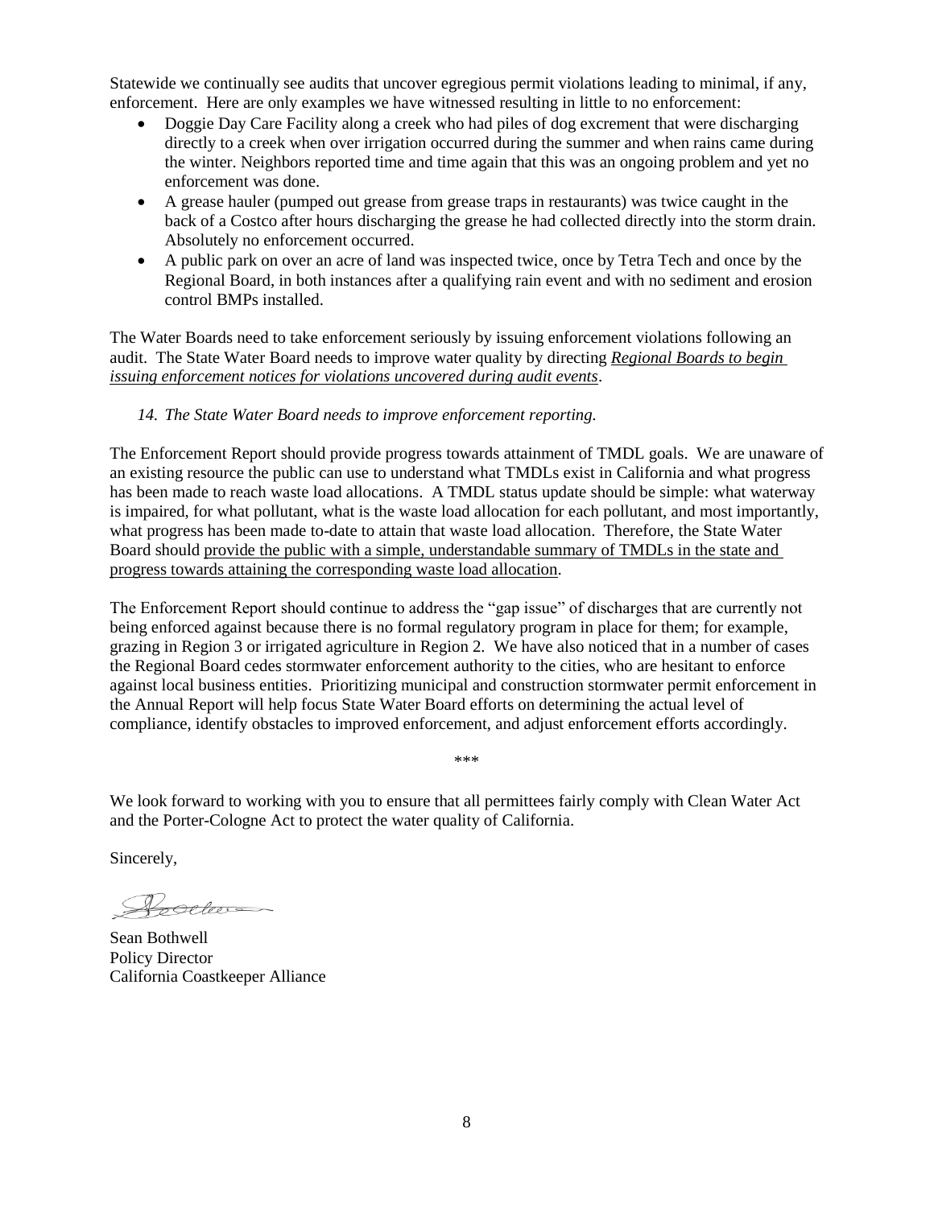Statewide we continually see audits that uncover egregious permit violations leading to minimal, if any, enforcement. Here are only examples we have witnessed resulting in little to no enforcement:

- Doggie Day Care Facility along a creek who had piles of dog excrement that were discharging directly to a creek when over irrigation occurred during the summer and when rains came during the winter. Neighbors reported time and time again that this was an ongoing problem and yet no enforcement was done.
- A grease hauler (pumped out grease from grease traps in restaurants) was twice caught in the back of a Costco after hours discharging the grease he had collected directly into the storm drain. Absolutely no enforcement occurred.
- A public park on over an acre of land was inspected twice, once by Tetra Tech and once by the Regional Board, in both instances after a qualifying rain event and with no sediment and erosion control BMPs installed.

The Water Boards need to take enforcement seriously by issuing enforcement violations following an audit. The State Water Board needs to improve water quality by directing <u>*Regional Boards to begin issuing enforcement notices for violations uncovered during audit events*</u>.

*14. The State Water Board needs to improve enforcement reporting.*

The Enforcement Report should provide progress towards attainment of TMDL goals. We are unaware of an existing resource the public can use to understand what TMDLs exist in California and what progress has been made to reach waste load allocations. A TMDL status update should be simple: what waterway is impaired, for what pollutant, what is the waste load allocation for each pollutant, and most importantly, what progress has been made to-date to attain that waste load allocation. Therefore, the State Water Board should <u>provide the public with a simple, understandable summary of TMDLs in the state and progress towards attaining the corresponding waste load allocation</u>.

The Enforcement Report should continue to address the "gap issue" of discharges that are currently not being enforced against because there is no formal regulatory program in place for them; for example, grazing in Region 3 or irrigated agriculture in Region 2. We have also noticed that in a number of cases the Regional Board cedes stormwater enforcement authority to the cities, who are hesitant to enforce against local business entities. Prioritizing municipal and construction stormwater permit enforcement in the Annual Report will help focus State Water Board efforts on determining the actual level of compliance, identify obstacles to improved enforcement, and adjust enforcement efforts accordingly.

\*\*\*

We look forward to working with you to ensure that all permittees fairly comply with Clean Water Act and the Porter-Cologne Act to protect the water quality of California.

Sincerely,

Sean Bothwell
Policy Director
California Coastkeeper Alliance